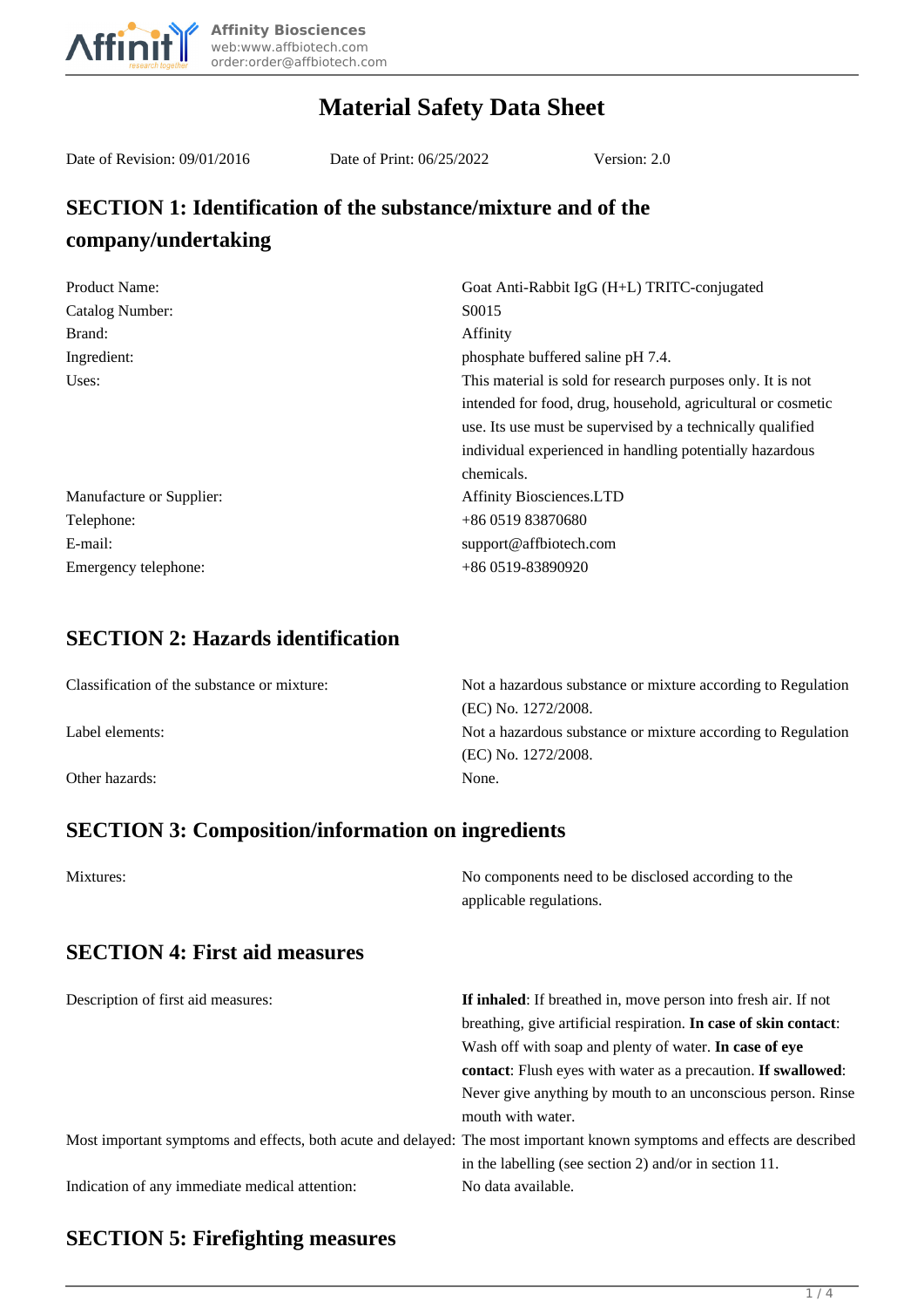Affinity Biosciences
web:www.affbiotech.com
order:order@affbiotech.com

# Material Safety Data Sheet

Date of Revision: 09/01/2016 Date of Print: 06/25/2022 Version: 2.0

## SECTION 1: Identification of the substance/mixture and of the company/undertaking

| | |
|---|---|
| Product Name: | Goat Anti-Rabbit IgG (H+L) TRITC-conjugated |
| Catalog Number: | S0015 |
| Brand: | Affinity |
| Ingredient: | phosphate buffered saline pH 7.4. |
| Uses: | This material is sold for research purposes only. It is not intended for food, drug, household, agricultural or cosmetic use. Its use must be supervised by a technically qualified individual experienced in handling potentially hazardous chemicals. |
| Manufacture or Supplier: | Affinity Biosciences.LTD |
| Telephone: | +86 0519 83870680 |
| E-mail: | support@affbiotech.com |
| Emergency telephone: | +86 0519-83890920 |

## SECTION 2: Hazards identification

| | |
|---|---|
| Classification of the substance or mixture: | Not a hazardous substance or mixture according to Regulation (EC) No. 1272/2008. |
| Label elements: | Not a hazardous substance or mixture according to Regulation (EC) No. 1272/2008. |
| Other hazards: | None. |

## SECTION 3: Composition/information on ingredients

| | |
|---|---|
| Mixtures: | No components need to be disclosed according to the applicable regulations. |

## SECTION 4: First aid measures

| | |
|---|---|
| Description of first aid measures: | **If inhaled**: If breathed in, move person into fresh air. If not breathing, give artificial respiration. **In case of skin contact**: Wash off with soap and plenty of water. **In case of eye contact**: Flush eyes with water as a precaution. **If swallowed**: Never give anything by mouth to an unconscious person. Rinse mouth with water. |
| Most important symptoms and effects, both acute and delayed: | The most important known symptoms and effects are described in the labelling (see section 2) and/or in section 11. |
| Indication of any immediate medical attention: | No data available. |

## SECTION 5: Firefighting measures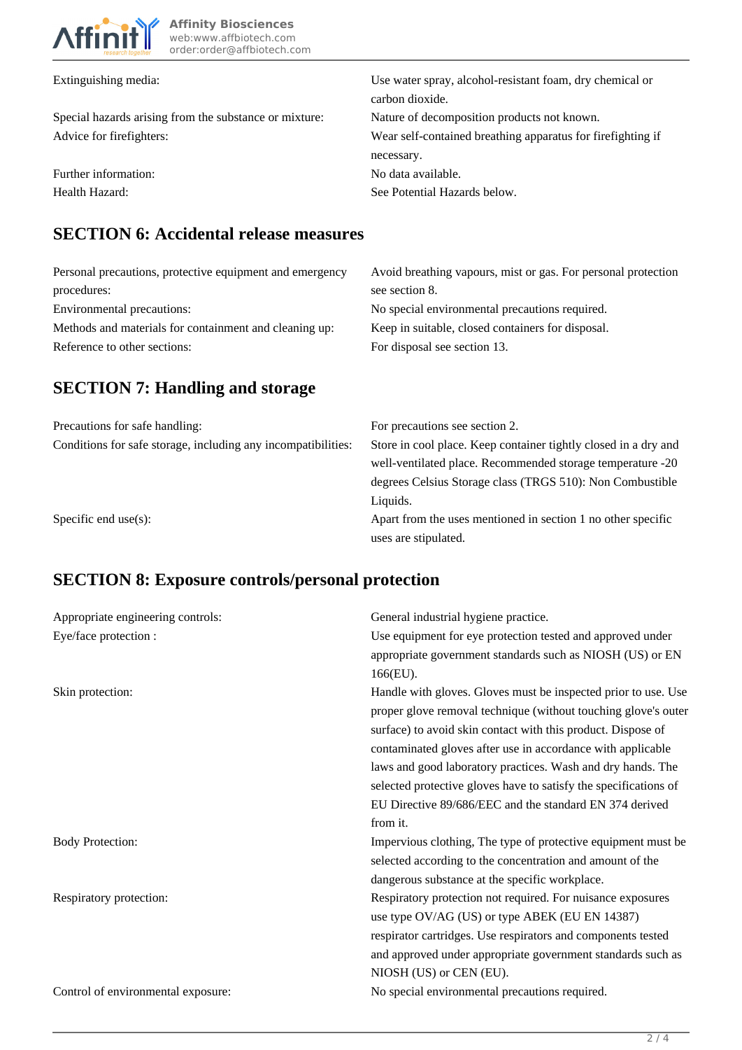| | |
|---|---|
| Extinguishing media: | Use water spray, alcohol-resistant foam, dry chemical or carbon dioxide. |
| Special hazards arising from the substance or mixture: | Nature of decomposition products not known. |
| Advice for firefighters: | Wear self-contained breathing apparatus for firefighting if necessary. |
| Further information: | No data available. |
| Health Hazard: | See Potential Hazards below. |

## SECTION 6: Accidental release measures

| | |
|---|---|
| Personal precautions, protective equipment and emergency procedures: | Avoid breathing vapours, mist or gas. For personal protection see section 8. |
| Environmental precautions: | No special environmental precautions required. |
| Methods and materials for containment and cleaning up: | Keep in suitable, closed containers for disposal. |
| Reference to other sections: | For disposal see section 13. |

## SECTION 7: Handling and storage

| | |
|---|---|
| Precautions for safe handling: | For precautions see section 2. |
| Conditions for safe storage, including any incompatibilities: | Store in cool place. Keep container tightly closed in a dry and well-ventilated place. Recommended storage temperature -20 degrees Celsius Storage class (TRGS 510): Non Combustible Liquids. |
| Specific end use(s): | Apart from the uses mentioned in section 1 no other specific uses are stipulated. |

## SECTION 8: Exposure controls/personal protection

| | |
|---|---|
| Appropriate engineering controls: | General industrial hygiene practice. |
| Eye/face protection : | Use equipment for eye protection tested and approved under appropriate government standards such as NIOSH (US) or EN 166(EU). |
| Skin protection: | Handle with gloves. Gloves must be inspected prior to use. Use proper glove removal technique (without touching glove's outer surface) to avoid skin contact with this product. Dispose of contaminated gloves after use in accordance with applicable laws and good laboratory practices. Wash and dry hands. The selected protective gloves have to satisfy the specifications of EU Directive 89/686/EEC and the standard EN 374 derived from it. |
| Body Protection: | Impervious clothing, The type of protective equipment must be selected according to the concentration and amount of the dangerous substance at the specific workplace. |
| Respiratory protection: | Respiratory protection not required. For nuisance exposures use type OV/AG (US) or type ABEK (EU EN 14387) respirator cartridges. Use respirators and components tested and approved under appropriate government standards such as NIOSH (US) or CEN (EU). |
| Control of environmental exposure: | No special environmental precautions required. |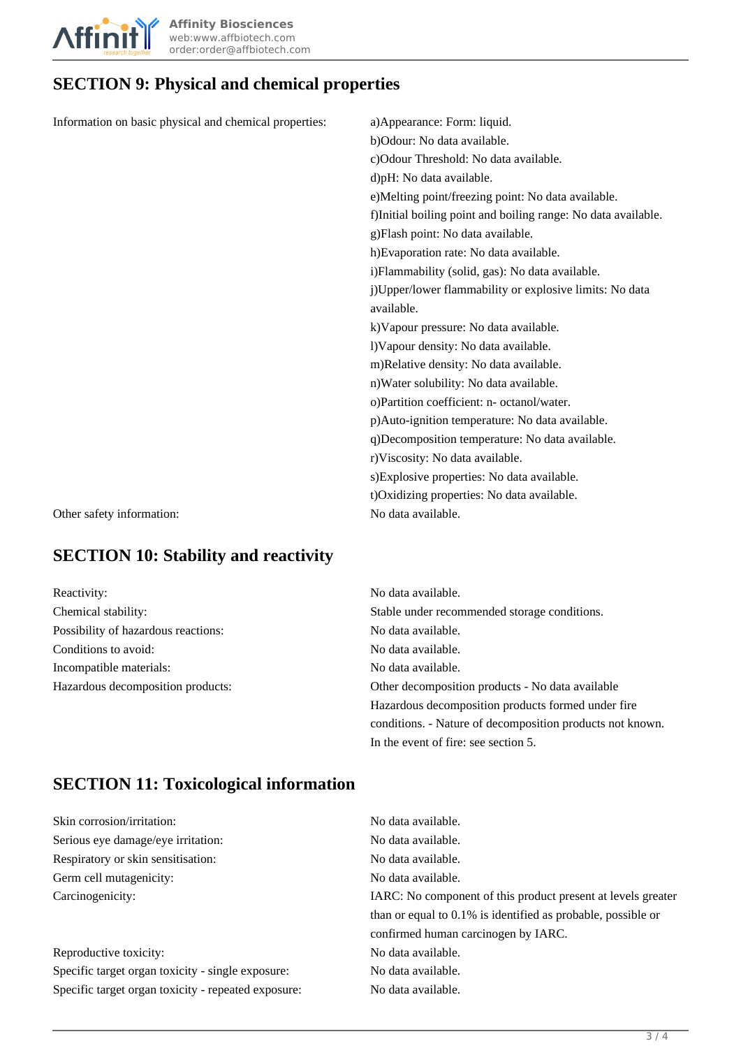## SECTION 9: Physical and chemical properties

| | |
|---|---|
| Information on basic physical and chemical properties: | a)Appearance: Form: liquid.<br>b)Odour: No data available.<br>c)Odour Threshold: No data available.<br>d)pH: No data available.<br>e)Melting point/freezing point: No data available.<br>f)Initial boiling point and boiling range: No data available.<br>g)Flash point: No data available.<br>h)Evaporation rate: No data available.<br>i)Flammability (solid, gas): No data available.<br>j)Upper/lower flammability or explosive limits: No data available.<br>k)Vapour pressure: No data available.<br>l)Vapour density: No data available.<br>m)Relative density: No data available.<br>n)Water solubility: No data available.<br>o)Partition coefficient: n- octanol/water.<br>p)Auto-ignition temperature: No data available.<br>q)Decomposition temperature: No data available.<br>r)Viscosity: No data available.<br>s)Explosive properties: No data available.<br>t)Oxidizing properties: No data available. |
| Other safety information: | No data available. |

## SECTION 10: Stability and reactivity

| | |
|---|---|
| Reactivity: | No data available. |
| Chemical stability: | Stable under recommended storage conditions. |
| Possibility of hazardous reactions: | No data available. |
| Conditions to avoid: | No data available. |
| Incompatible materials: | No data available. |
| Hazardous decomposition products: | Other decomposition products - No data available<br>Hazardous decomposition products formed under fire conditions. - Nature of decomposition products not known.<br>In the event of fire: see section 5. |

## SECTION 11: Toxicological information

| | |
|---|---|
| Skin corrosion/irritation: | No data available. |
| Serious eye damage/eye irritation: | No data available. |
| Respiratory or skin sensitisation: | No data available. |
| Germ cell mutagenicity: | No data available. |
| Carcinogenicity: | IARC: No component of this product present at levels greater than or equal to 0.1% is identified as probable, possible or confirmed human carcinogen by IARC. |
| Reproductive toxicity: | No data available. |
| Specific target organ toxicity - single exposure: | No data available. |
| Specific target organ toxicity - repeated exposure: | No data available. |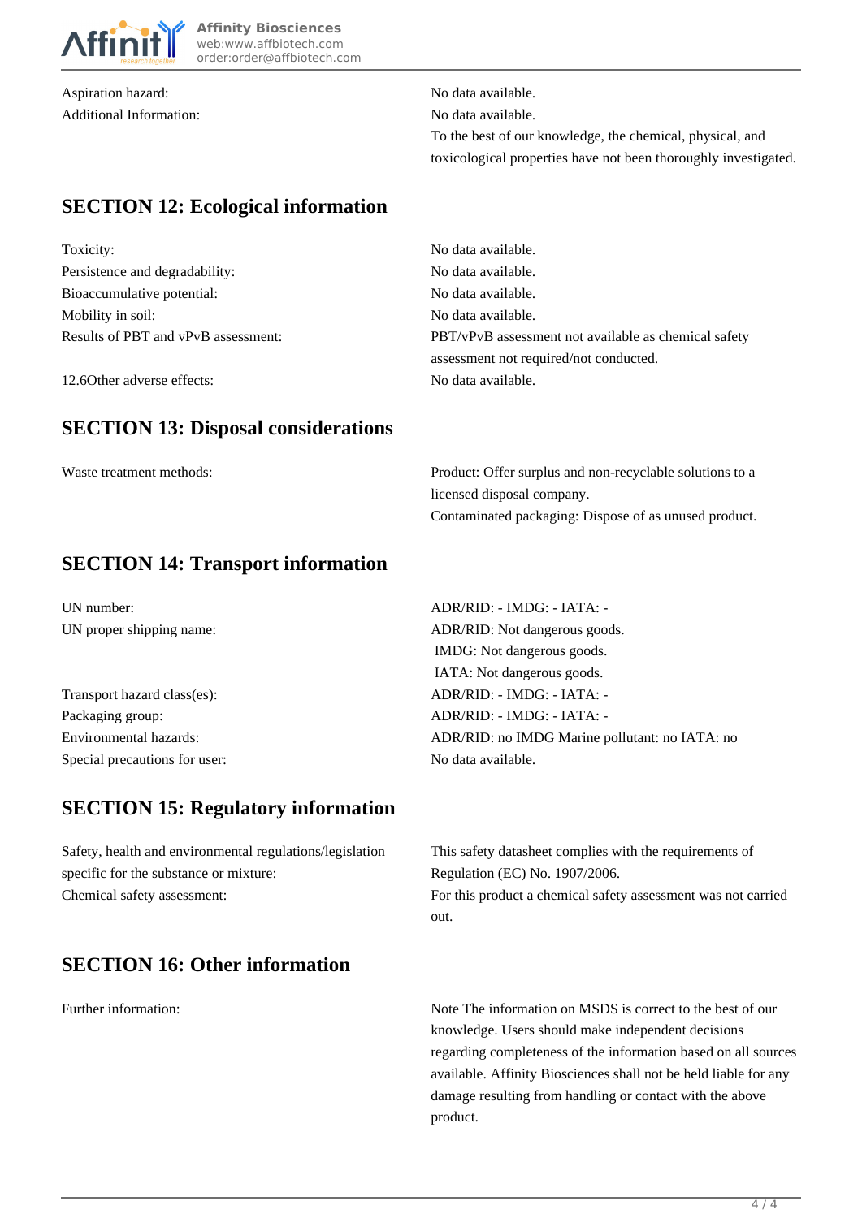| | |
|---|---|
| Aspiration hazard: | No data available. |
| Additional Information: | No data available.<br>To the best of our knowledge, the chemical, physical, and toxicological properties have not been thoroughly investigated. |

## SECTION 12: Ecological information

| | |
|---|---|
| Toxicity: | No data available. |
| Persistence and degradability: | No data available. |
| Bioaccumulative potential: | No data available. |
| Mobility in soil: | No data available. |
| Results of PBT and vPvB assessment: | PBT/vPvB assessment not available as chemical safety assessment not required/not conducted. |
| 12.6Other adverse effects: | No data available. |

## SECTION 13: Disposal considerations

| | |
|---|---|
| Waste treatment methods: | Product: Offer surplus and non-recyclable solutions to a licensed disposal company.<br>Contaminated packaging: Dispose of as unused product. |

## SECTION 14: Transport information

| | |
|---|---|
| UN number: | ADR/RID: - IMDG: - IATA: - |
| UN proper shipping name: | ADR/RID: Not dangerous goods.<br>IMDG: Not dangerous goods.<br>IATA: Not dangerous goods. |
| Transport hazard class(es): | ADR/RID: - IMDG: - IATA: - |
| Packaging group: | ADR/RID: - IMDG: - IATA: - |
| Environmental hazards: | ADR/RID: no IMDG Marine pollutant: no IATA: no |
| Special precautions for user: | No data available. |

## SECTION 15: Regulatory information

| | |
|---|---|
| Safety, health and environmental regulations/legislation specific for the substance or mixture: | This safety datasheet complies with the requirements of Regulation (EC) No. 1907/2006. |
| Chemical safety assessment: | For this product a chemical safety assessment was not carried out. |

## SECTION 16: Other information

| | |
|---|---|
| Further information: | Note The information on MSDS is correct to the best of our knowledge. Users should make independent decisions regarding completeness of the information based on all sources available. Affinity Biosciences shall not be held liable for any damage resulting from handling or contact with the above product. |